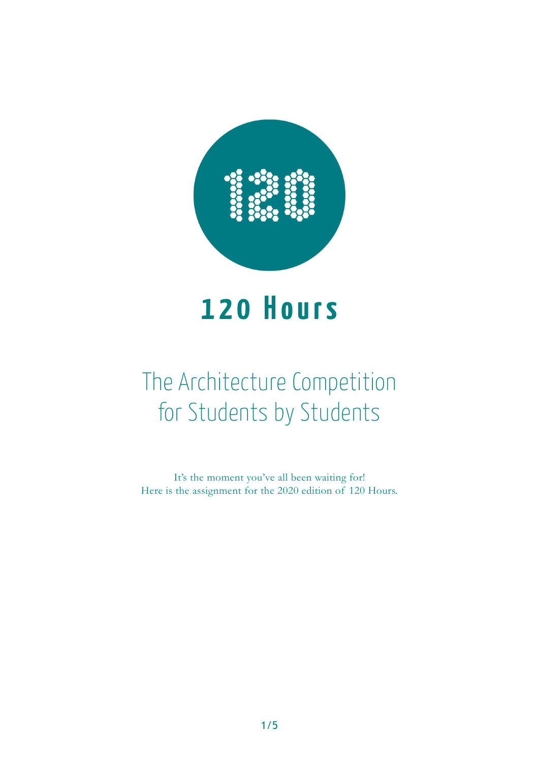# 120 Hours

## The Architecture Competition for Students by Students

It's the moment you've all been waiting for!
Here is the assignment for the 2020 edition of 120 Hours.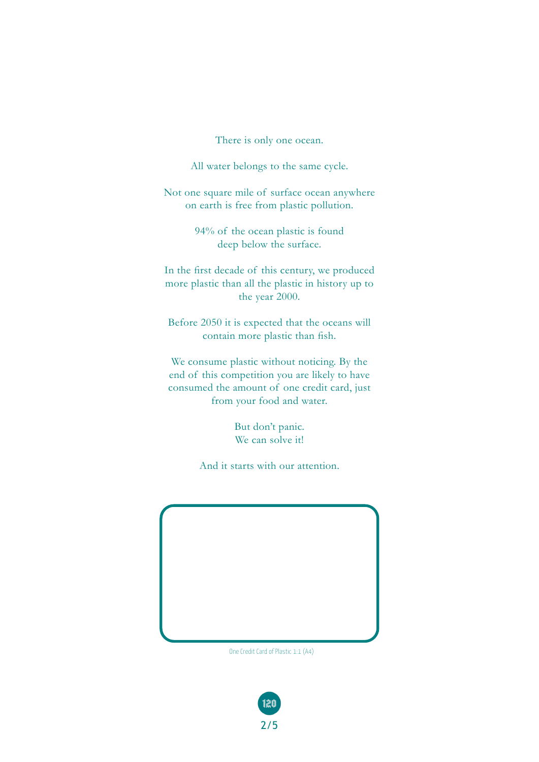There is only one ocean.

All water belongs to the same cycle.

Not one square mile of surface ocean anywhere on earth is free from plastic pollution.

94% of the ocean plastic is found deep below the surface.

In the first decade of this century, we produced more plastic than all the plastic in history up to the year 2000.

Before 2050 it is expected that the oceans will contain more plastic than fish.

We consume plastic without noticing. By the end of this competition you are likely to have consumed the amount of one credit card, just from your food and water.

But don't panic.
We can solve it!

And it starts with our attention.

One Credit Card of Plastic 1:1 (A4)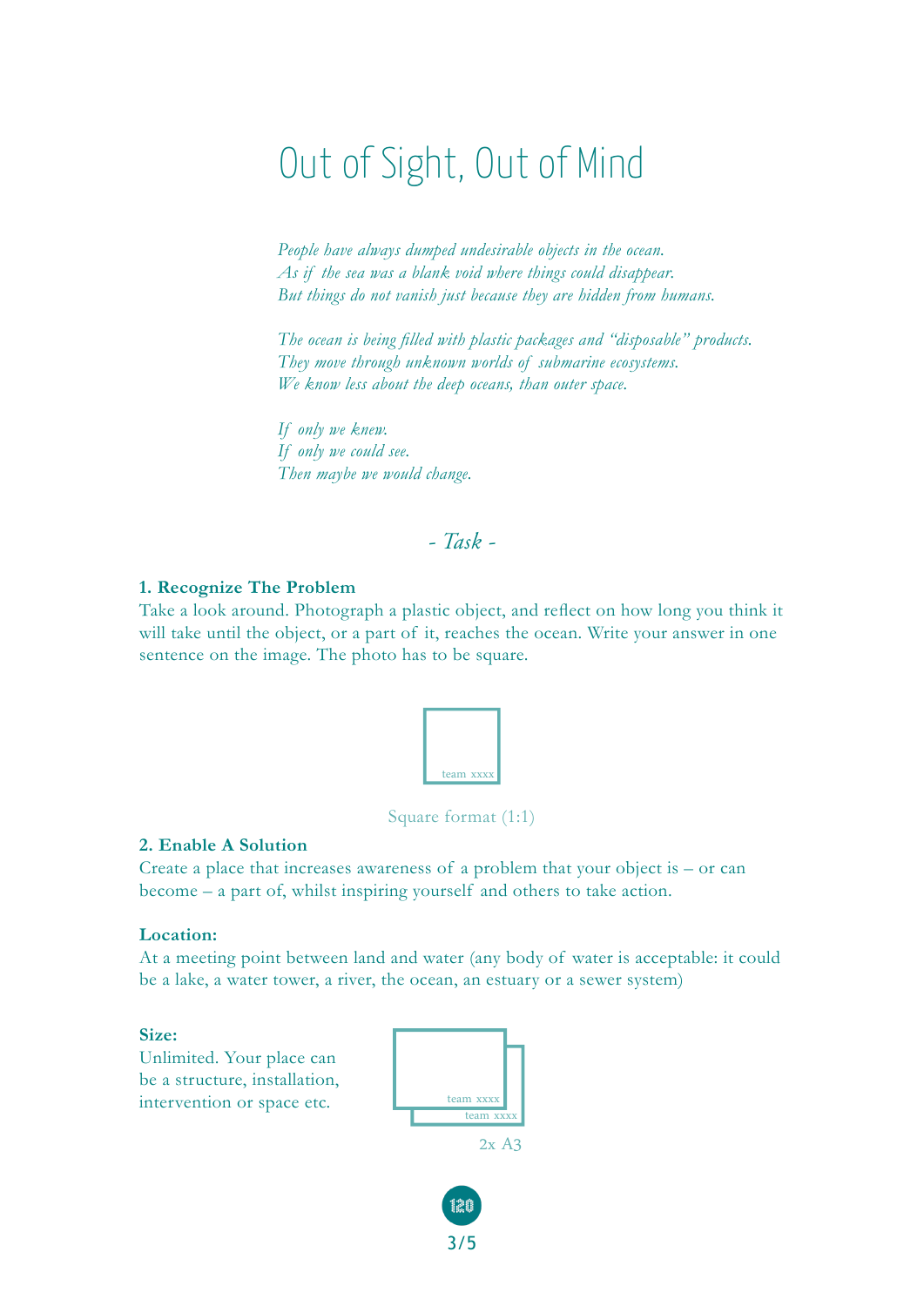# Out of Sight, Out of Mind

*People have always dumped undesirable objects in the ocean.*
*As if the sea was a blank void where things could disappear.*
*But things do not vanish just because they are hidden from humans.*

*The ocean is being filled with plastic packages and "disposable" products.*
*They move through unknown worlds of submarine ecosystems.*
*We know less about the deep oceans, than outer space.*

*If only we knew.*
*If only we could see.*
*Then maybe we would change.*

## *- Task -*

**1. Recognize The Problem**
Take a look around. Photograph a plastic object, and reflect on how long you think it will take until the object, or a part of it, reaches the ocean. Write your answer in one sentence on the image. The photo has to be square.

team xxxx

Square format (1:1)

**2. Enable A Solution**
Create a place that increases awareness of a problem that your object is – or can become – a part of, whilst inspiring yourself and others to take action.

**Location:**
At a meeting point between land and water (any body of water is acceptable: it could be a lake, a water tower, a river, the ocean, an estuary or a sewer system)

**Size:**
Unlimited. Your place can be a structure, installation, intervention or space etc.

team xxxx
team xxxx

2x A3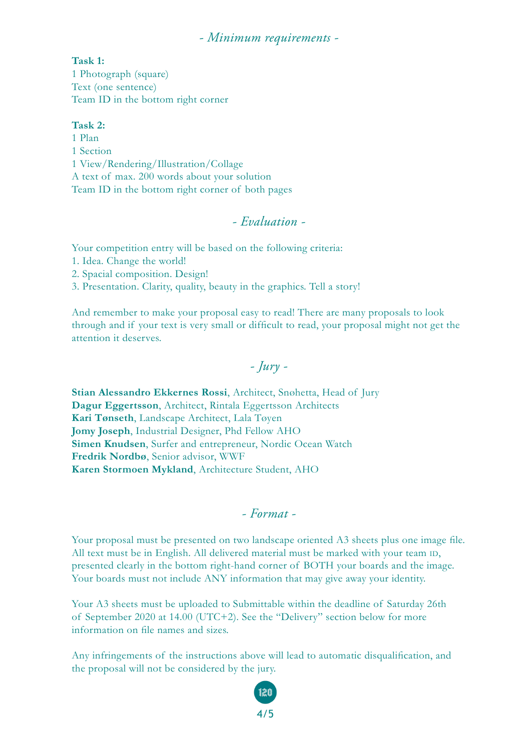## *- Minimum requirements -*

**Task 1:**
1 Photograph (square)
Text (one sentence)
Team ID in the bottom right corner

**Task 2:**
1 Plan
1 Section
1 View/Rendering/Illustration/Collage
A text of max. 200 words about your solution
Team ID in the bottom right corner of both pages

## *- Evaluation -*

Your competition entry will be based on the following criteria:
1. Idea. Change the world!
2. Spacial composition. Design!
3. Presentation. Clarity, quality, beauty in the graphics. Tell a story!

And remember to make your proposal easy to read! There are many proposals to look through and if your text is very small or difficult to read, your proposal might not get the attention it deserves.

## *- Jury -*

**Stian Alessandro Ekkernes Rossi**, Architect, Snøhetta, Head of Jury
**Dagur Eggertsson**, Architect, Rintala Eggertsson Architects
**Kari Tønseth**, Landscape Architect, Lala Tøyen
**Jomy Joseph**, Industrial Designer, Phd Fellow AHO
**Simen Knudsen**, Surfer and entrepreneur, Nordic Ocean Watch
**Fredrik Nordbø**, Senior advisor, WWF
**Karen Stormoen Mykland**, Architecture Student, AHO

## *- Format -*

Your proposal must be presented on two landscape oriented A3 sheets plus one image file. All text must be in English. All delivered material must be marked with your team ID, presented clearly in the bottom right-hand corner of BOTH your boards and the image. Your boards must not include ANY information that may give away your identity.

Your A3 sheets must be uploaded to Submittable within the deadline of Saturday 26th of September 2020 at 14.00 (UTC+2). See the "Delivery" section below for more information on file names and sizes.

Any infringements of the instructions above will lead to automatic disqualification, and the proposal will not be considered by the jury.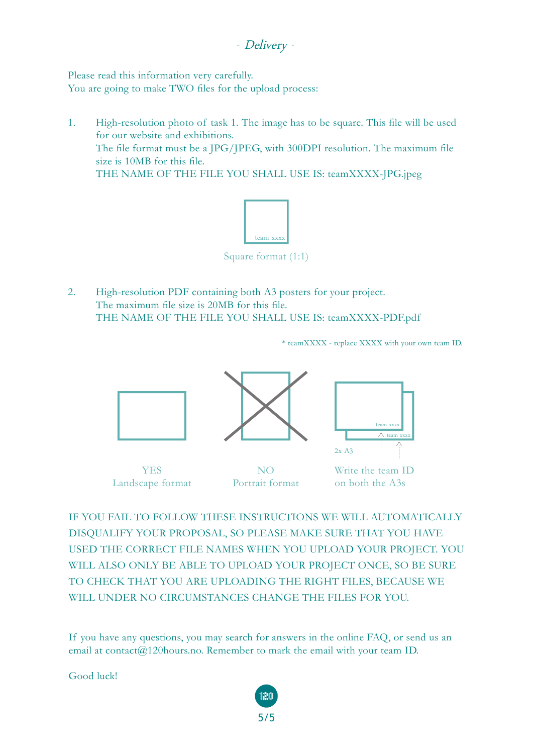# - Delivery -

Please read this information very carefully.
You are going to make TWO files for the upload process:

1. High-resolution photo of task 1. The image has to be square. This file will be used for our website and exhibitions.
   The file format must be a JPG/JPEG, with 300DPI resolution. The maximum file size is 10MB for this file.
   THE NAME OF THE FILE YOU SHALL USE IS: teamXXXX-JPG.jpeg

team xxxx

Square format (1:1)

2. High-resolution PDF containing both A3 posters for your project.
   The maximum file size is 20MB for this file.
   THE NAME OF THE FILE YOU SHALL USE IS: teamXXXX-PDF.pdf

* teamXXXX - replace XXXX with your own team ID.

team xxxx

team xxxx

2x A3

YES
Landscape format

NO
Portrait format

Write the team ID
on both the A3s

IF YOU FAIL TO FOLLOW THESE INSTRUCTIONS WE WILL AUTOMATICALLY DISQUALIFY YOUR PROPOSAL, SO PLEASE MAKE SURE THAT YOU HAVE USED THE CORRECT FILE NAMES WHEN YOU UPLOAD YOUR PROJECT. YOU WILL ALSO ONLY BE ABLE TO UPLOAD YOUR PROJECT ONCE, SO BE SURE TO CHECK THAT YOU ARE UPLOADING THE RIGHT FILES, BECAUSE WE WILL UNDER NO CIRCUMSTANCES CHANGE THE FILES FOR YOU.

If you have any questions, you may search for answers in the online FAQ, or send us an email at contact@120hours.no. Remember to mark the email with your team ID.

Good luck!